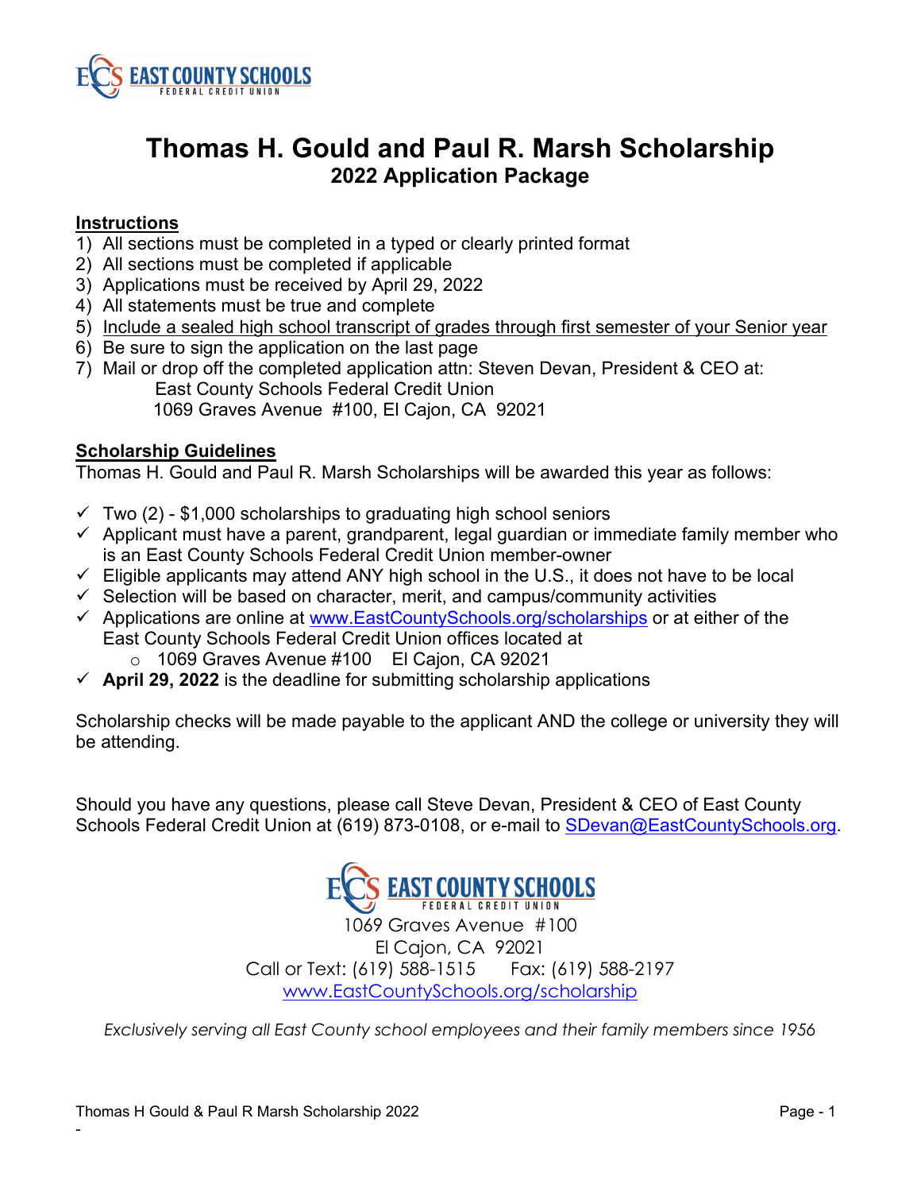EAST COUNTY SCHOOLS
FEDERAL CREDIT UNION

# Thomas H. Gould and Paul R. Marsh Scholarship

## 2022 Application Package

**Instructions**

1) All sections must be completed in a typed or clearly printed format
2) All sections must be completed if applicable
3) Applications must be received by April 29, 2022
4) All statements must be true and complete
5) Include a sealed high school transcript of grades through first semester of your Senior year
6) Be sure to sign the application on the last page
7) Mail or drop off the completed application attn: Steven Devan, President & CEO at:
   East County Schools Federal Credit Union
   1069 Graves Avenue #100, El Cajon, CA 92021

**Scholarship Guidelines**

Thomas H. Gould and Paul R. Marsh Scholarships will be awarded this year as follows:

- ✓ Two (2) - $1,000 scholarships to graduating high school seniors
- ✓ Applicant must have a parent, grandparent, legal guardian or immediate family member who is an East County Schools Federal Credit Union member-owner
- ✓ Eligible applicants may attend ANY high school in the U.S., it does not have to be local
- ✓ Selection will be based on character, merit, and campus/community activities
- ✓ Applications are online at www.EastCountySchools.org/scholarships or at either of the East County Schools Federal Credit Union offices located at
  - 1069 Graves Avenue #100 El Cajon, CA 92021
- ✓ **April 29, 2022** is the deadline for submitting scholarship applications

Scholarship checks will be made payable to the applicant AND the college or university they will be attending.

Should you have any questions, please call Steve Devan, President & CEO of East County Schools Federal Credit Union at (619) 873-0108, or e-mail to SDevan@EastCountySchools.org.

EAST COUNTY SCHOOLS
FEDERAL CREDIT UNION
1069 Graves Avenue #100
El Cajon, CA 92021
Call or Text: (619) 588-1515 Fax: (619) 588-2197
www.EastCountySchools.org/scholarship

*Exclusively serving all East County school employees and their family members since 1956*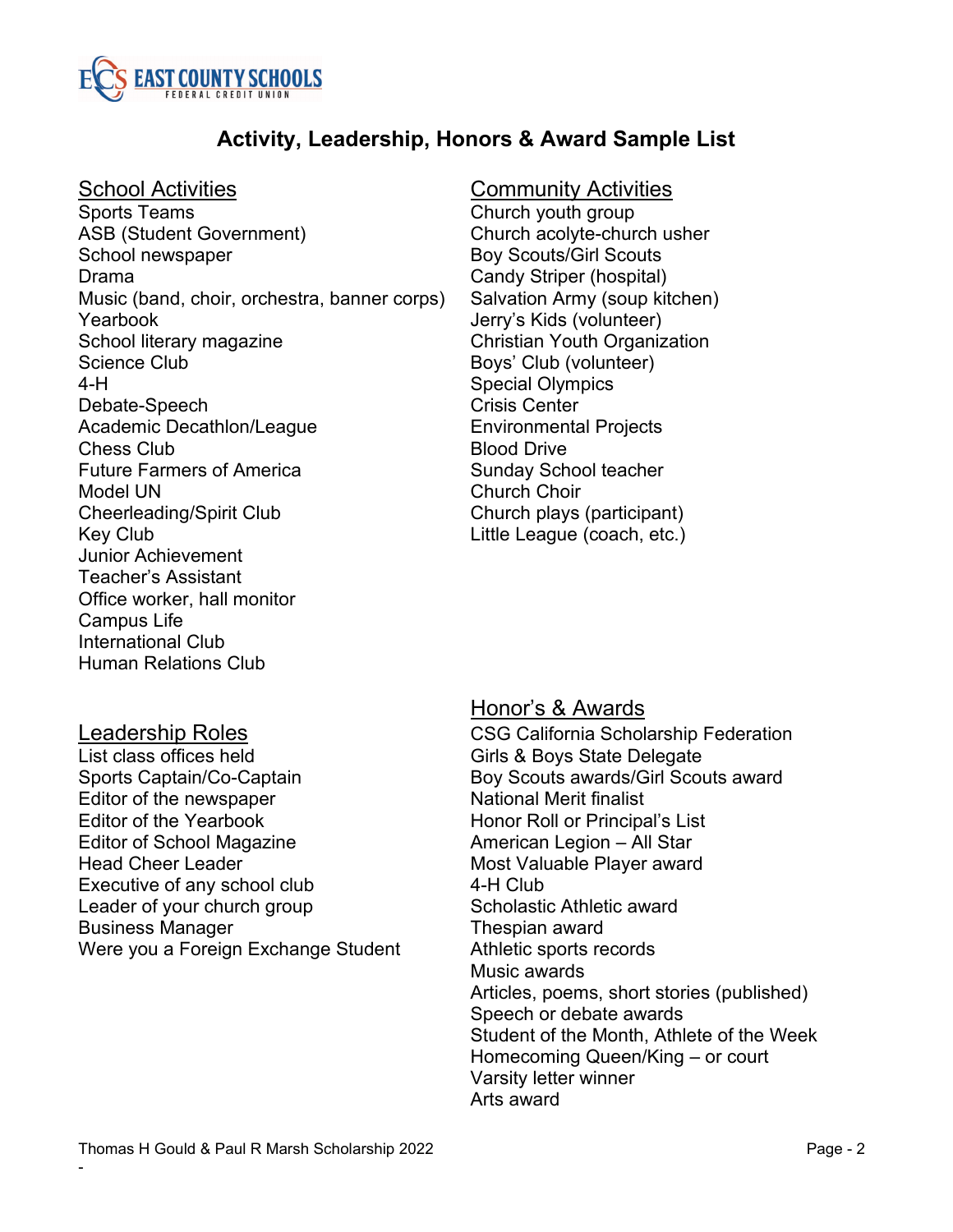EAST COUNTY SCHOOLS FEDERAL CREDIT UNION

# Activity, Leadership, Honors & Award Sample List

## School Activities

Sports Teams
ASB (Student Government)
School newspaper
Drama
Music (band, choir, orchestra, banner corps)
Yearbook
School literary magazine
Science Club
4-H
Debate-Speech
Academic Decathlon/League
Chess Club
Future Farmers of America
Model UN
Cheerleading/Spirit Club
Key Club
Junior Achievement
Teacher's Assistant
Office worker, hall monitor
Campus Life
International Club
Human Relations Club

## Leadership Roles

List class offices held
Sports Captain/Co-Captain
Editor of the newspaper
Editor of the Yearbook
Editor of School Magazine
Head Cheer Leader
Executive of any school club
Leader of your church group
Business Manager
Were you a Foreign Exchange Student

## Community Activities

Church youth group
Church acolyte-church usher
Boy Scouts/Girl Scouts
Candy Striper (hospital)
Salvation Army (soup kitchen)
Jerry's Kids (volunteer)
Christian Youth Organization
Boys' Club (volunteer)
Special Olympics
Crisis Center
Environmental Projects
Blood Drive
Sunday School teacher
Church Choir
Church plays (participant)
Little League (coach, etc.)

## Honor's & Awards

CSG California Scholarship Federation
Girls & Boys State Delegate
Boy Scouts awards/Girl Scouts award
National Merit finalist
Honor Roll or Principal's List
American Legion – All Star
Most Valuable Player award
4-H Club
Scholastic Athletic award
Thespian award
Athletic sports records
Music awards
Articles, poems, short stories (published)
Speech or debate awards
Student of the Month, Athlete of the Week
Homecoming Queen/King – or court
Varsity letter winner
Arts award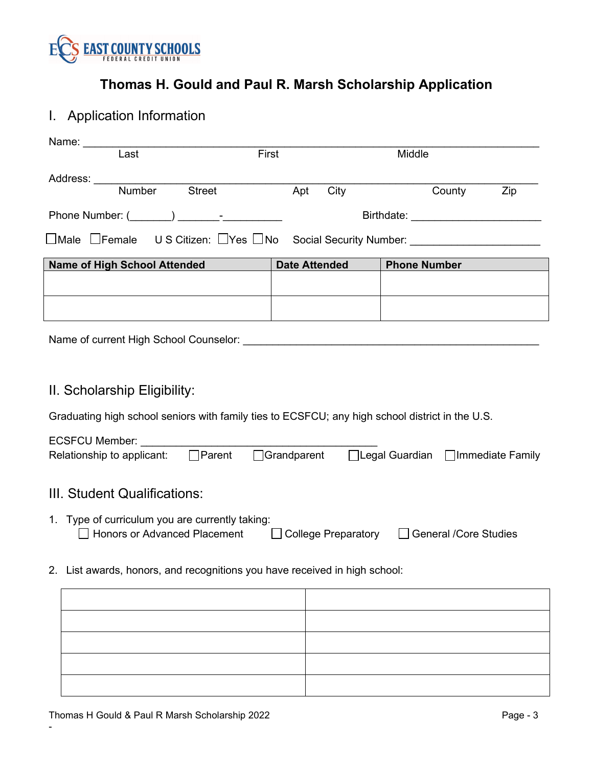EAST COUNTY SCHOOLS FEDERAL CREDIT UNION

# Thomas H. Gould and Paul R. Marsh Scholarship Application

## I. Application Information

Name: ___________________________________________________________
Last First Middle

Address: _________________________________________________________
Number Street Apt City County Zip

Phone Number: (_______) _______-__________ Birthdate: ______________________

☐Male ☐Female U S Citizen: ☐Yes ☐No Social Security Number: ______________________

| Name of High School Attended | Date Attended | Phone Number |
|---|---|---|
| | | |
| | | |

Name of current High School Counselor: ______________________________________________

## II. Scholarship Eligibility:

Graduating high school seniors with family ties to ECSFCU; any high school district in the U.S.

ECSFCU Member: __________________________________________
Relationship to applicant: ☐Parent ☐Grandparent ☐Legal Guardian ☐Immediate Family

## III. Student Qualifications:

1. Type of curriculum you are currently taking:
   ☐ Honors or Advanced Placement ☐ College Preparatory ☐ General /Core Studies

2. List awards, honors, and recognitions you have received in high school:

| | |
|---|---|
| | |
| | |
| | |
| | |
| | |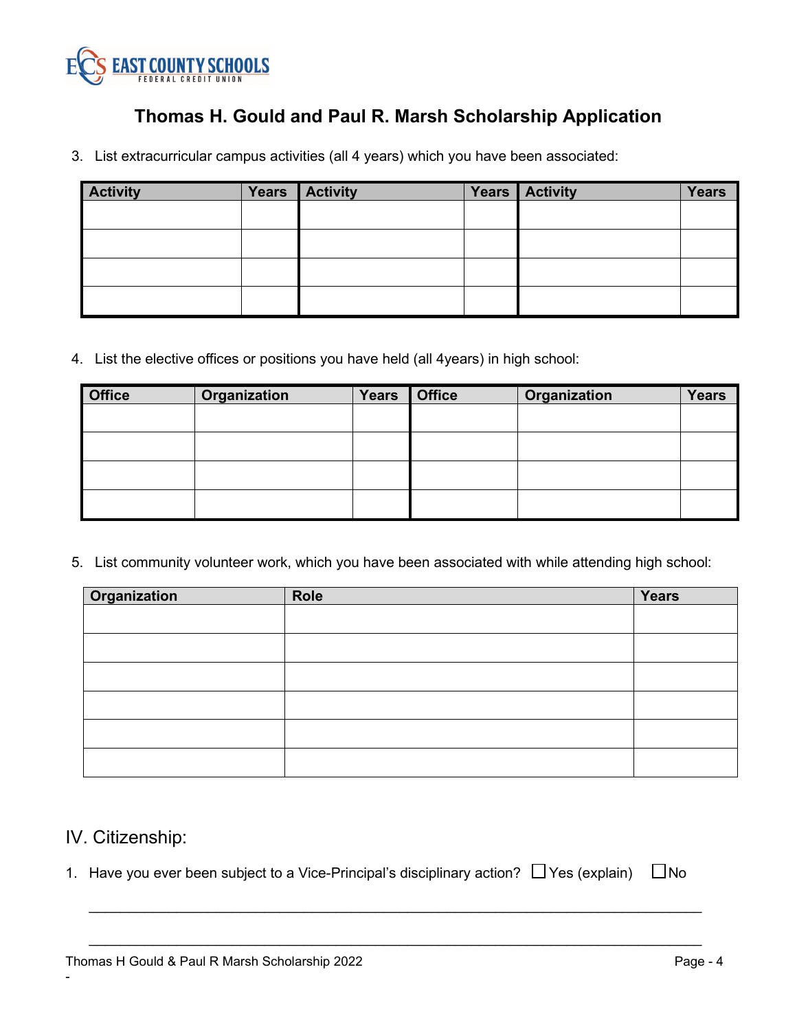# Thomas H. Gould and Paul R. Marsh Scholarship Application

3. List extracurricular campus activities (all 4 years) which you have been associated:

| Activity | Years | Activity | Years | Activity | Years |
|---|---|---|---|---|---|
| | | | | | |
| | | | | | |
| | | | | | |
| | | | | | |

4. List the elective offices or positions you have held (all 4years) in high school:

| Office | Organization | Years | Office | Organization | Years |
|---|---|---|---|---|---|
| | | | | | |
| | | | | | |
| | | | | | |
| | | | | | |

5. List community volunteer work, which you have been associated with while attending high school:

| Organization | Role | Years |
|---|---|---|
| | | |
| | | |
| | | |
| | | |
| | | |
| | | |

## IV. Citizenship:

1. Have you ever been subject to a Vice-Principal's disciplinary action? ☐ Yes (explain) ☐ No

_______________________________________________________________________________

_______________________________________________________________________________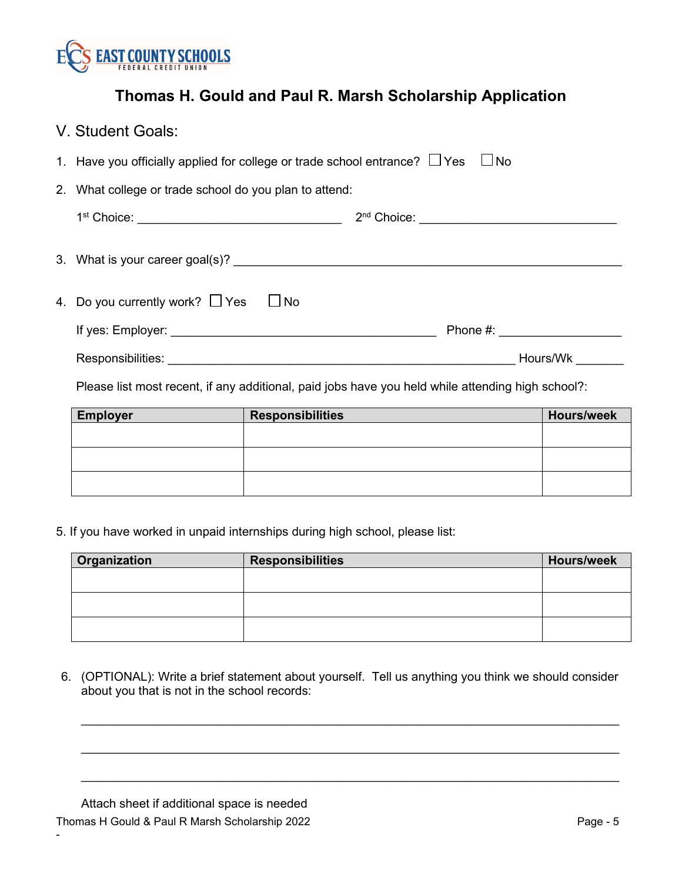EAST COUNTY SCHOOLS FEDERAL CREDIT UNION

# Thomas H. Gould and Paul R. Marsh Scholarship Application

## V. Student Goals:

1. Have you officially applied for college or trade school entrance? ☐ Yes ☐ No
2. What college or trade school do you plan to attend:

   1st Choice: ______________________________ 2nd Choice: ______________________________

3. What is your career goal(s)? ____________________________________________________________

4. Do you currently work? ☐ Yes ☐ No

   If yes: Employer: ________________________________________ Phone #: __________________

   Responsibilities: ____________________________________________________ Hours/Wk _______

   Please list most recent, if any additional, paid jobs have you held while attending high school?:

| Employer | Responsibilities | Hours/week |
|---|---|---|
| | | |
| | | |
| | | |

5. If you have worked in unpaid internships during high school, please list:

| Organization | Responsibilities | Hours/week |
|---|---|---|
| | | |
| | | |
| | | |

6. (OPTIONAL): Write a brief statement about yourself. Tell us anything you think we should consider about you that is not in the school records:

   ____________________________________________________________________________________

   ____________________________________________________________________________________

   ____________________________________________________________________________________

   Attach sheet if additional space is needed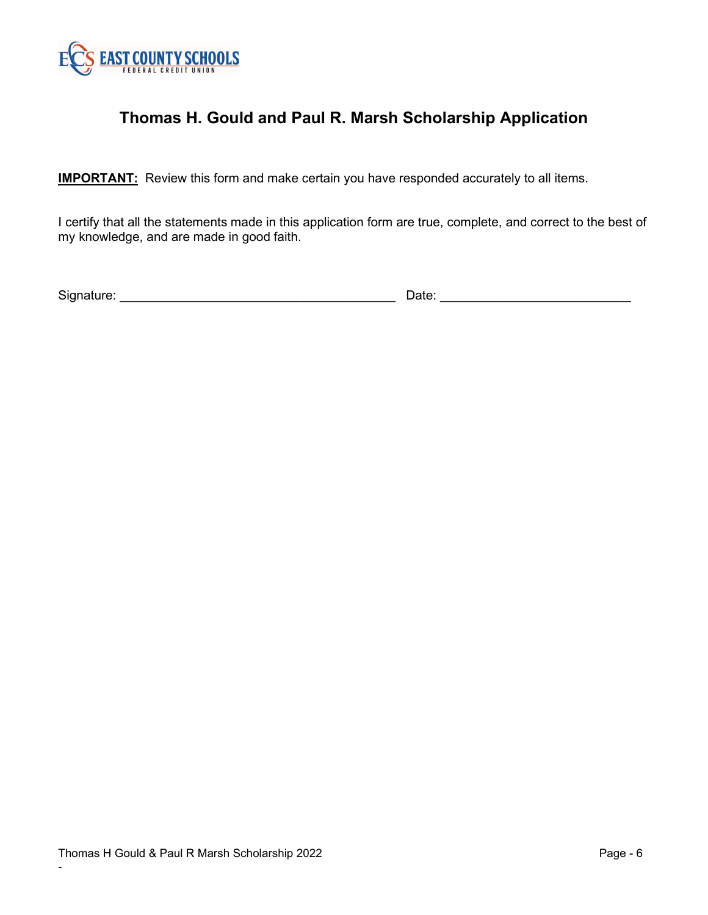EAST COUNTY SCHOOLS FEDERAL CREDIT UNION

## Thomas H. Gould and Paul R. Marsh Scholarship Application

**IMPORTANT:** Review this form and make certain you have responded accurately to all items.

I certify that all the statements made in this application form are true, complete, and correct to the best of my knowledge, and are made in good faith.

Signature: _______________________________________ Date: ___________________________